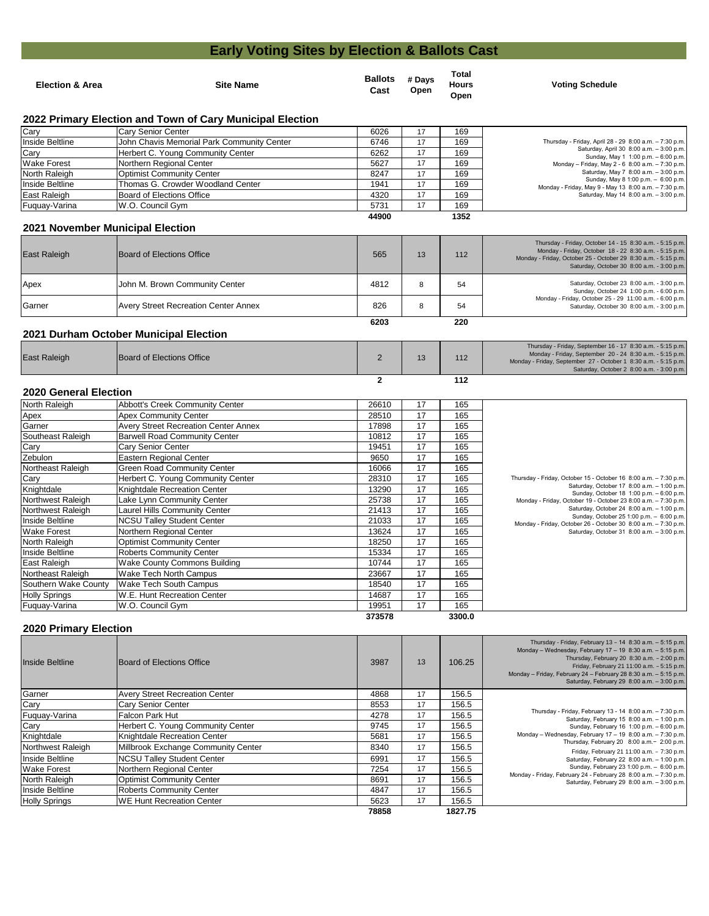# Early Voting Sites by Election & Ballots Cast

| Election & Area | Site Name | Ballots Cast | # Days Open | Total Hours Open | Voting Schedule |
|---|---|---|---|---|---|
| **2022 Primary Election and Town of Cary Municipal Election** | | | | | |
| Cary | Cary Senior Center | 6026 | 17 | 169 | Thursday - Friday, April 28 - 29 8:00 a.m. – 7:30 p.m. Saturday, April 30 8:00 a.m. – 3:00 p.m. Sunday, May 1 1:00 p.m. – 6:00 p.m. Monday – Friday, May 2 - 6 8:00 a.m. – 7:30 p.m. Saturday, May 7 8:00 a.m. – 3:00 p.m. Sunday, May 8 1:00 p.m. – 6:00 p.m. Monday - Friday, May 9 - May 13 8:00 a.m. - 7:30 p.m. Saturday, May 14 8:00 a.m. – 3:00 p.m. |
| Inside Beltline | John Chavis Memorial Park Community Center | 6746 | 17 | 169 | |
| Cary | Herbert C. Young Community Center | 6262 | 17 | 169 | |
| Wake Forest | Northern Regional Center | 5627 | 17 | 169 | |
| North Raleigh | Optimist Community Center | 8247 | 17 | 169 | |
| Inside Beltline | Thomas G. Crowder Woodland Center | 1941 | 17 | 169 | |
| East Raleigh | Board of Elections Office | 4320 | 17 | 169 | |
| Fuquay-Varina | W.O. Council Gym | 5731 | 17 | 169 | |
| | | 44900 | | 1352 | |
| **2021 November Municipal Election** | | | | | |
| East Raleigh | Board of Elections Office | 565 | 13 | 112 | Thursday - Friday, October 14 - 15 8:30 a.m. - 5:15 p.m. Monday - Friday, October 18 - 22 8:30 a.m. - 5:15 p.m. Monday - Friday, October 25 - October 29 8:30 a.m. - 5:15 p.m. Saturday, October 30 8:00 a.m. - 3:00 p.m. |
| Apex | John M. Brown Community Center | 4812 | 8 | 54 | Saturday, October 23 8:00 a.m. - 3:00 p.m. Sunday, October 24 1:00 p.m. - 6:00 p.m. Monday - Friday, October 25 - 29 11:00 a.m. - 6:00 p.m. Saturday, October 30 8:00 a.m. - 3:00 p.m. |
| Garner | Avery Street Recreation Center Annex | 826 | 8 | 54 | |
| | | 6203 | | 220 | |
| **2021 Durham October Municipal Election** | | | | | |
| East Raleigh | Board of Elections Office | 2 | 13 | 112 | Thursday - Friday, September 16 - 17 8:30 a.m. - 5:15 p.m. Monday - Friday, September 20 - 24 8:30 a.m. - 5:15 p.m. Monday - Friday, September 27 - October 1 8:30 a.m. - 5:15 p.m. Saturday, October 2 8:00 a.m. - 3:00 p.m. |
| | | 2 | | 112 | |
| **2020 General Election** | | | | | |
| North Raleigh | Abbott's Creek Community Center | 26610 | 17 | 165 | Thursday - Friday, October 15 - October 16 8:00 a.m. – 7:30 p.m. Saturday, October 17 8:00 a.m. – 1:00 p.m. Sunday, October 18 1:00 p.m. – 6:00 p.m. Monday - Friday, October 19 - October 23 8:00 a.m. – 7:30 p.m. Saturday, October 24 8:00 a.m. – 1:00 p.m. Sunday, October 25 1:00 p.m. – 6:00 p.m. Monday - Friday, October 26 - October 30 8:00 a.m. – 7:30 p.m. Saturday, October 31 8:00 a.m. – 3:00 p.m. |
| Apex | Apex Community Center | 28510 | 17 | 165 | |
| Garner | Avery Street Recreation Center Annex | 17898 | 17 | 165 | |
| Southeast Raleigh | Barwell Road Community Center | 10812 | 17 | 165 | |
| Cary | Cary Senior Center | 19451 | 17 | 165 | |
| Zebulon | Eastern Regional Center | 9650 | 17 | 165 | |
| Northeast Raleigh | Green Road Community Center | 16066 | 17 | 165 | |
| Cary | Herbert C. Young Community Center | 28310 | 17 | 165 | |
| Knightdale | Knightdale Recreation Center | 13290 | 17 | 165 | |
| Northwest Raleigh | Lake Lynn Community Center | 25738 | 17 | 165 | |
| Northwest Raleigh | Laurel Hills Community Center | 21413 | 17 | 165 | |
| Inside Beltline | NCSU Talley Student Center | 21033 | 17 | 165 | |
| Wake Forest | Northern Regional Center | 13624 | 17 | 165 | |
| North Raleigh | Optimist Community Center | 18250 | 17 | 165 | |
| Inside Beltline | Roberts Community Center | 15334 | 17 | 165 | |
| East Raleigh | Wake County Commons Building | 10744 | 17 | 165 | |
| Northeast Raleigh | Wake Tech North Campus | 23667 | 17 | 165 | |
| Southern Wake County | Wake Tech South Campus | 18540 | 17 | 165 | |
| Holly Springs | W.E. Hunt Recreation Center | 14687 | 17 | 165 | |
| Fuquay-Varina | W.O. Council Gym | 19951 | 17 | 165 | |
| | | 373578 | | 3300.0 | |
| **2020 Primary Election** | | | | | |
| Inside Beltline | Board of Elections Office | 3987 | 13 | 106.25 | Thursday - Friday, February 13 – 14 8:30 a.m. – 5:15 p.m. Monday – Wednesday, February 17 – 19 8:30 a.m. – 5:15 p.m. Thursday, February 20 8:30 a.m. – 2:00 p.m. Friday, February 21 11:00 a.m. – 5:15 p.m. Monday – Friday, February 24 – February 28 8:30 a.m. – 5:15 p.m. Saturday, February 29 8:00 a.m. – 3:00 p.m. |
| Garner | Avery Street Recreation Center | 4868 | 17 | 156.5 | Thursday - Friday, February 13 - 14 8:00 a.m. – 7:30 p.m. Saturday, February 15 8:00 a.m. – 1:00 p.m. Sunday, February 16 1:00 p.m. – 6:00 p.m. Monday – Wednesday, February 17 – 19 8:00 a.m. – 7:30 p.m. Thursday, February 20 8:00 a.m.– 2:00 p.m. Friday, February 21 11:00 a.m. – 7:30 p.m. Saturday, February 22 8:00 a.m. – 1:00 p.m. Sunday, February 23 1:00 p.m. – 6:00 p.m. Monday - Friday, February 24 - February 28 8:00 a.m. – 7:30 p.m. Saturday, February 29 8:00 a.m. – 3:00 p.m. |
| Cary | Cary Senior Center | 8553 | 17 | 156.5 | |
| Fuquay-Varina | Falcon Park Hut | 4278 | 17 | 156.5 | |
| Cary | Herbert C. Young Community Center | 9745 | 17 | 156.5 | |
| Knightdale | Knightdale Recreation Center | 5681 | 17 | 156.5 | |
| Northwest Raleigh | Millbrook Exchange Community Center | 8340 | 17 | 156.5 | |
| Inside Beltline | NCSU Talley Student Center | 6991 | 17 | 156.5 | |
| Wake Forest | Northern Regional Center | 7254 | 17 | 156.5 | |
| North Raleigh | Optimist Community Center | 8691 | 17 | 156.5 | |
| Inside Beltline | Roberts Community Center | 4847 | 17 | 156.5 | |
| Holly Springs | WE Hunt Recreation Center | 5623 | 17 | 156.5 | |
| | | 78858 | | 1827.75 | |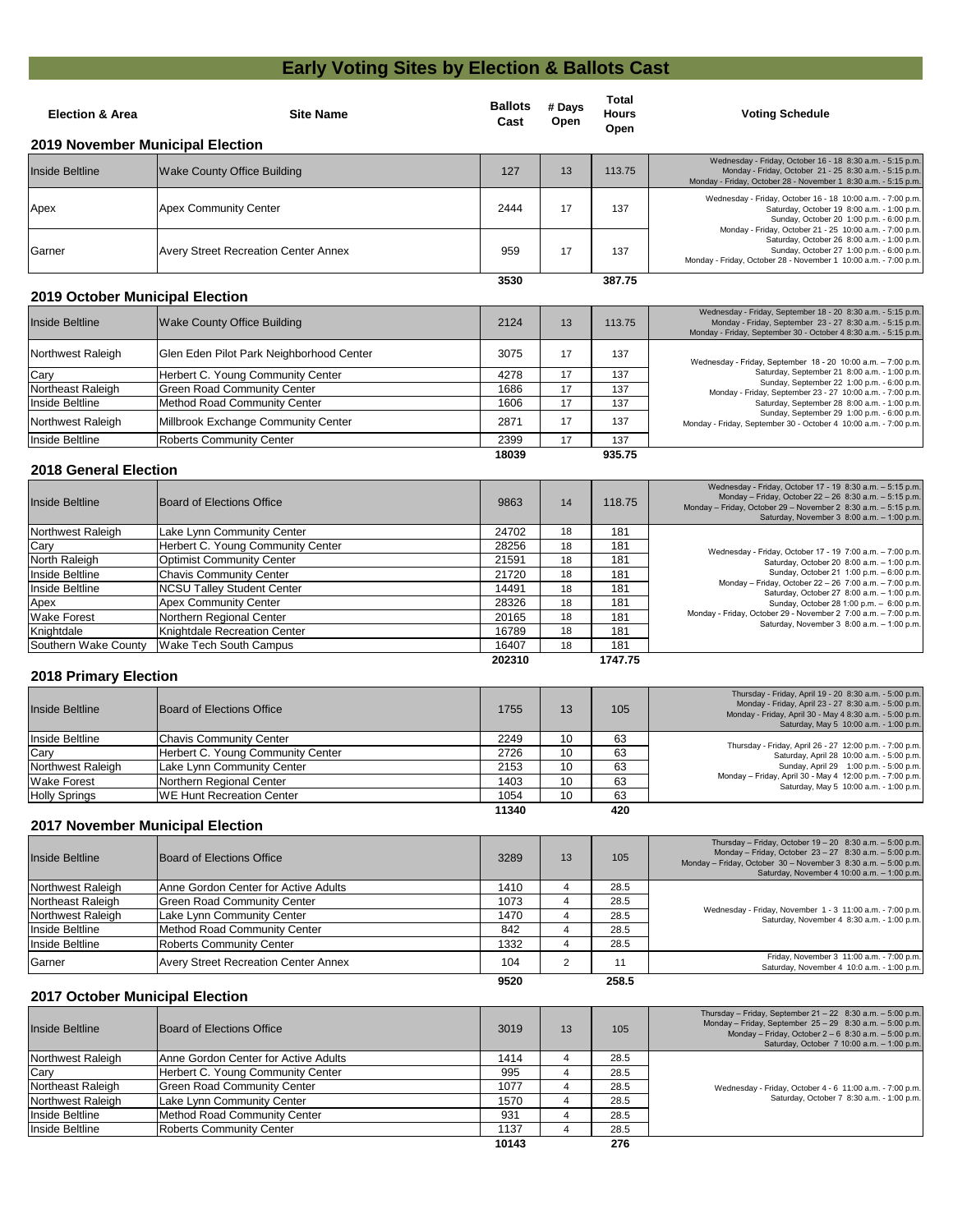# Early Voting Sites by Election & Ballots Cast

| Election & Area | Site Name | Ballots Cast | # Days Open | Total Hours Open | Voting Schedule |
|---|---|---|---|---|---|
| **2019 November Municipal Election** | | | | | |
| Inside Beltline | Wake County Office Building | 127 | 13 | 113.75 | Wednesday - Friday, October 16 - 18 8:30 a.m. - 5:15 p.m. Monday - Friday, October 21 - 25 8:30 a.m. - 5:15 p.m. Monday - Friday, October 28 - November 1 8:30 a.m. - 5:15 p.m. |
| Apex | Apex Community Center | 2444 | 17 | 137 | Wednesday - Friday, October 16 - 18 10:00 a.m. - 7:00 p.m. Saturday, October 19 8:00 a.m. - 1:00 p.m. Sunday, October 20 1:00 p.m. - 6:00 p.m. Monday - Friday, October 21 - 25 10:00 a.m. - 7:00 p.m. Saturday, October 26 8:00 a.m. - 1:00 p.m. Sunday, October 27 1:00 p.m. - 6:00 p.m. Monday - Friday, October 28 - November 1 10:00 a.m. - 7:00 p.m. |
| Garner | Avery Street Recreation Center Annex | 959 | 17 | 137 | |
| | | **3530** | | **387.75** | |
| **2019 October Municipal Election** | | | | | |
| Inside Beltline | Wake County Office Building | 2124 | 13 | 113.75 | Wednesday - Friday, September 18 - 20 8:30 a.m. - 5:15 p.m. Monday - Friday, September 23 - 27 8:30 a.m. - 5:15 p.m. Monday - Friday, September 30 - October 4 8:30 a.m. - 5:15 p.m. |
| Northwest Raleigh | Glen Eden Pilot Park Neighborhood Center | 3075 | 17 | 137 | Wednesday - Friday, September 18 - 20 10:00 a.m. – 7:00 p.m. Saturday, September 21 8:00 a.m. - 1:00 p.m. Sunday, September 22 1:00 p.m. - 6:00 p.m. Monday - Friday, September 23 - 27 10:00 a.m. - 7:00 p.m. Saturday, September 28 8:00 a.m. - 1:00 p.m. Sunday, September 29 1:00 p.m. - 6:00 p.m. Monday - Friday, September 30 - October 4 10:00 a.m. - 7:00 p.m. |
| Cary | Herbert C. Young Community Center | 4278 | 17 | 137 | |
| Northeast Raleigh | Green Road Community Center | 1686 | 17 | 137 | |
| Inside Beltline | Method Road Community Center | 1606 | 17 | 137 | |
| Northwest Raleigh | Millbrook Exchange Community Center | 2871 | 17 | 137 | |
| Inside Beltline | Roberts Community Center | 2399 | 17 | 137 | |
| | | **18039** | | **935.75** | |
| **2018 General Election** | | | | | |
| Inside Beltline | Board of Elections Office | 9863 | 14 | 118.75 | Wednesday - Friday, October 17 - 19 8:30 a.m. – 5:15 p.m. Monday – Friday, October 22 – 26 8:30 a.m. – 5:15 p.m. Monday – Friday, October 29 – November 2 8:30 a.m. – 5:15 p.m. Saturday, November 3 8:00 a.m. – 1:00 p.m. |
| Northwest Raleigh | Lake Lynn Community Center | 24702 | 18 | 181 | Wednesday - Friday, October 17 - 19 7:00 a.m. – 7:00 p.m. Saturday, October 20 8:00 a.m. – 1:00 p.m. Sunday, October 21 1:00 p.m. – 6:00 p.m. Monday – Friday, October 22 – 26 7:00 a.m. – 7:00 p.m. Saturday, October 27 8:00 a.m. – 1:00 p.m. Sunday, October 28 1:00 p.m. – 6:00 p.m. Monday - Friday, October 29 - November 2 7:00 a.m. – 7:00 p.m. Saturday, November 3 8:00 a.m. – 1:00 p.m. |
| Cary | Herbert C. Young Community Center | 28256 | 18 | 181 | |
| North Raleigh | Optimist Community Center | 21591 | 18 | 181 | |
| Inside Beltline | Chavis Community Center | 21720 | 18 | 181 | |
| Inside Beltline | NCSU Talley Student Center | 14491 | 18 | 181 | |
| Apex | Apex Community Center | 28326 | 18 | 181 | |
| Wake Forest | Northern Regional Center | 20165 | 18 | 181 | |
| Knightdale | Knightdale Recreation Center | 16789 | 18 | 181 | |
| Southern Wake County | Wake Tech South Campus | 16407 | 18 | 181 | |
| | | **202310** | | **1747.75** | |
| **2018 Primary Election** | | | | | |
| Inside Beltline | Board of Elections Office | 1755 | 13 | 105 | Thursday - Friday, April 19 - 20 8:30 a.m. - 5:00 p.m. Monday - Friday, April 23 - 27 8:30 a.m. - 5:00 p.m. Monday - Friday, April 30 - May 4 8:30 a.m. - 5:00 p.m. Saturday, May 5 10:00 a.m. - 1:00 p.m. |
| Inside Beltline | Chavis Community Center | 2249 | 10 | 63 | Thursday - Friday, April 26 - 27 12:00 p.m. - 7:00 p.m. Saturday, April 28 10:00 a.m. - 5:00 p.m. Sunday, April 29 1:00 p.m. - 5:00 p.m. Monday – Friday, April 30 - May 4 12:00 p.m. - 7:00 p.m. Saturday, May 5 10:00 a.m. - 1:00 p.m. |
| Cary | Herbert C. Young Community Center | 2726 | 10 | 63 | |
| Northwest Raleigh | Lake Lynn Community Center | 2153 | 10 | 63 | |
| Wake Forest | Northern Regional Center | 1403 | 10 | 63 | |
| Holly Springs | WE Hunt Recreation Center | 1054 | 10 | 63 | |
| | | **11340** | | **420** | |
| **2017 November Municipal Election** | | | | | |
| Inside Beltline | Board of Elections Office | 3289 | 13 | 105 | Thursday – Friday, October 19 – 20 8:30 a.m. – 5:00 p.m. Monday – Friday, October 23 – 27 8:30 a.m. – 5:00 p.m. Monday – Friday, October 30 – November 3 8:30 a.m. – 5:00 p.m. Saturday, November 4 10:00 a.m. – 1:00 p.m. |
| Northwest Raleigh | Anne Gordon Center for Active Adults | 1410 | 4 | 28.5 | Wednesday - Friday, November 1 - 3 11:00 a.m. - 7:00 p.m. Saturday, November 4 8:30 a.m. - 1:00 p.m. |
| Northeast Raleigh | Green Road Community Center | 1073 | 4 | 28.5 | |
| Northwest Raleigh | Lake Lynn Community Center | 1470 | 4 | 28.5 | |
| Inside Beltline | Method Road Community Center | 842 | 4 | 28.5 | |
| Inside Beltline | Roberts Community Center | 1332 | 4 | 28.5 | |
| Garner | Avery Street Recreation Center Annex | 104 | 2 | 11 | Friday, November 3 11:00 a.m. - 7:00 p.m. Saturday, November 4 10:0 a.m. - 1:00 p.m. |
| | | **9520** | | **258.5** | |
| **2017 October Municipal Election** | | | | | |
| Inside Beltline | Board of Elections Office | 3019 | 13 | 105 | Thursday – Friday, September 21 – 22 8:30 a.m. – 5:00 p.m. Monday – Friday, September 25 – 29 8:30 a.m. – 5:00 p.m. Monday – Friday, October 2 – 6 8:30 a.m. – 5:00 p.m. Saturday, October 7 10:00 a.m. – 1:00 p.m. |
| Northwest Raleigh | Anne Gordon Center for Active Adults | 1414 | 4 | 28.5 | Wednesday - Friday, October 4 - 6 11:00 a.m. - 7:00 p.m. Saturday, October 7 8:30 a.m. - 1:00 p.m. |
| Cary | Herbert C. Young Community Center | 995 | 4 | 28.5 | |
| Northeast Raleigh | Green Road Community Center | 1077 | 4 | 28.5 | |
| Northwest Raleigh | Lake Lynn Community Center | 1570 | 4 | 28.5 | |
| Inside Beltline | Method Road Community Center | 931 | 4 | 28.5 | |
| Inside Beltline | Roberts Community Center | 1137 | 4 | 28.5 | |
| | | **10143** | | **276** | |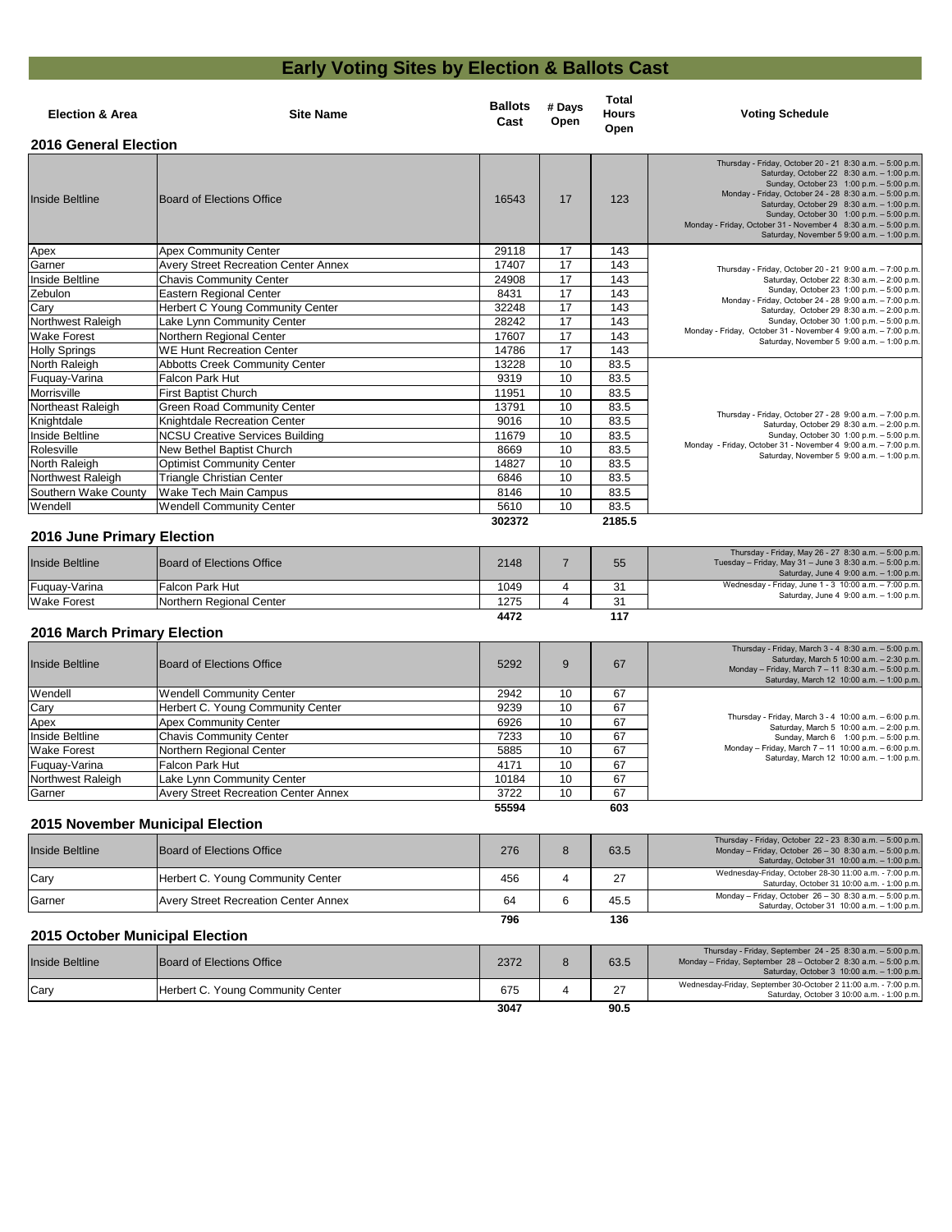# Early Voting Sites by Election & Ballots Cast

| Election & Area | Site Name | Ballots Cast | # Days Open | Total Hours Open | Voting Schedule |
|---|---|---|---|---|---|
| **2016 General Election** | | | | | |
| Inside Beltline | Board of Elections Office | 16543 | 17 | 123 | Thursday - Friday, October 20 - 21 8:30 a.m. – 5:00 p.m. Saturday, October 22 8:30 a.m. – 1:00 p.m. Sunday, October 23 1:00 p.m. – 5:00 p.m. Monday - Friday, October 24 - 28 8:30 a.m. – 5:00 p.m. Saturday, October 29 8:30 a.m. – 1:00 p.m. Sunday, October 30 1:00 p.m. – 5:00 p.m. Monday - Friday, October 31 - November 4 8:30 a.m. – 5:00 p.m. Saturday, November 5 9:00 a.m. – 1:00 p.m. |
| Apex | Apex Community Center | 29118 | 17 | 143 | Thursday - Friday, October 20 - 21 9:00 a.m. – 7:00 p.m. Saturday, October 22 8:30 a.m. – 2:00 p.m. Sunday, October 23 1:00 p.m. – 5:00 p.m. Monday - Friday, October 24 - 28 9:00 a.m. – 7:00 p.m. Saturday, October 29 8:30 a.m. – 2:00 p.m. Sunday, October 30 1:00 p.m. – 5:00 p.m. Monday - Friday, October 31 - November 4 9:00 a.m. – 7:00 p.m. Saturday, November 5 9:00 a.m. – 1:00 p.m. |
| Garner | Avery Street Recreation Center Annex | 17407 | 17 | 143 | |
| Inside Beltline | Chavis Community Center | 24908 | 17 | 143 | |
| Zebulon | Eastern Regional Center | 8431 | 17 | 143 | |
| Cary | Herbert C Young Community Center | 32248 | 17 | 143 | |
| Northwest Raleigh | Lake Lynn Community Center | 28242 | 17 | 143 | |
| Wake Forest | Northern Regional Center | 17607 | 17 | 143 | |
| Holly Springs | WE Hunt Recreation Center | 14786 | 17 | 143 | |
| North Raleigh | Abbotts Creek Community Center | 13228 | 10 | 83.5 | Thursday - Friday, October 27 - 28 9:00 a.m. – 7:00 p.m. Saturday, October 29 8:30 a.m. – 2:00 p.m. Sunday, October 30 1:00 p.m. – 5:00 p.m. Monday - Friday, October 31 - November 4 9:00 a.m. – 7:00 p.m. Saturday, November 5 9:00 a.m. – 1:00 p.m. |
| Fuquay-Varina | Falcon Park Hut | 9319 | 10 | 83.5 | |
| Morrisville | First Baptist Church | 11951 | 10 | 83.5 | |
| Northeast Raleigh | Green Road Community Center | 13791 | 10 | 83.5 | |
| Knightdale | Knightdale Recreation Center | 9016 | 10 | 83.5 | |
| Inside Beltline | NCSU Creative Services Building | 11679 | 10 | 83.5 | |
| Rolesville | New Bethel Baptist Church | 8669 | 10 | 83.5 | |
| North Raleigh | Optimist Community Center | 14827 | 10 | 83.5 | |
| Northwest Raleigh | Triangle Christian Center | 6846 | 10 | 83.5 | |
| Southern Wake County | Wake Tech Main Campus | 8146 | 10 | 83.5 | |
| Wendell | Wendell Community Center | 5610 | 10 | 83.5 | |
| | | **302372** | | **2185.5** | |
| **2016 June Primary Election** | | | | | |
| Inside Beltline | Board of Elections Office | 2148 | 7 | 55 | Thursday - Friday, May 26 - 27 8:30 a.m. – 5:00 p.m. Tuesday – Friday, May 31 – June 3 8:30 a.m. – 5:00 p.m. Saturday, June 4 9:00 a.m. – 1:00 p.m. |
| Fuquay-Varina | Falcon Park Hut | 1049 | 4 | 31 | Wednesday - Friday, June 1 - 3 10:00 a.m. – 7:00 p.m. Saturday, June 4 9:00 a.m. – 1:00 p.m. |
| Wake Forest | Northern Regional Center | 1275 | 4 | 31 | |
| | | **4472** | | **117** | |
| **2016 March Primary Election** | | | | | |
| Inside Beltline | Board of Elections Office | 5292 | 9 | 67 | Thursday - Friday, March 3 - 4 8:30 a.m. – 5:00 p.m. Saturday, March 5 10:00 a.m. – 2:30 p.m. Monday – Friday, March 7 – 11 8:30 a.m. – 5:00 p.m. Saturday, March 12 10:00 a.m. – 1:00 p.m. |
| Wendell | Wendell Community Center | 2942 | 10 | 67 | Thursday - Friday, March 3 - 4 10:00 a.m. – 6:00 p.m. Saturday, March 5 10:00 a.m. – 2:00 p.m. Sunday, March 6 1:00 p.m. – 5:00 p.m. Monday – Friday, March 7 – 11 10:00 a.m. – 6:00 p.m. Saturday, March 12 10:00 a.m. – 1:00 p.m. |
| Cary | Herbert C. Young Community Center | 9239 | 10 | 67 | |
| Apex | Apex Community Center | 6926 | 10 | 67 | |
| Inside Beltline | Chavis Community Center | 7233 | 10 | 67 | |
| Wake Forest | Northern Regional Center | 5885 | 10 | 67 | |
| Fuquay-Varina | Falcon Park Hut | 4171 | 10 | 67 | |
| Northwest Raleigh | Lake Lynn Community Center | 10184 | 10 | 67 | |
| Garner | Avery Street Recreation Center Annex | 3722 | 10 | 67 | |
| | | **55594** | | **603** | |
| **2015 November Municipal Election** | | | | | |
| Inside Beltline | Board of Elections Office | 276 | 8 | 63.5 | Thursday - Friday, October 22 - 23 8:30 a.m. – 5:00 p.m. Monday – Friday, October 26 – 30 8:30 a.m. – 5:00 p.m. Saturday, October 31 10:00 a.m. – 1:00 p.m. |
| Cary | Herbert C. Young Community Center | 456 | 4 | 27 | Wednesday-Friday, October 28-30 11:00 a.m. - 7:00 p.m. Saturday, October 31 10:00 a.m. - 1:00 p.m. |
| Garner | Avery Street Recreation Center Annex | 64 | 6 | 45.5 | Monday – Friday, October 26 – 30 8:30 a.m. – 5:00 p.m. Saturday, October 31 10:00 a.m. – 1:00 p.m. |
| | | **796** | | **136** | |
| **2015 October Municipal Election** | | | | | |
| Inside Beltline | Board of Elections Office | 2372 | 8 | 63.5 | Thursday - Friday, September 24 - 25 8:30 a.m. – 5:00 p.m. Monday – Friday, September 28 – October 2 8:30 a.m. – 5:00 p.m. Saturday, October 3 10:00 a.m. – 1:00 p.m. |
| Cary | Herbert C. Young Community Center | 675 | 4 | 27 | Wednesday-Friday, September 30-October 2 11:00 a.m. - 7:00 p.m. Saturday, October 3 10:00 a.m. - 1:00 p.m. |
| | | **3047** | | **90.5** | |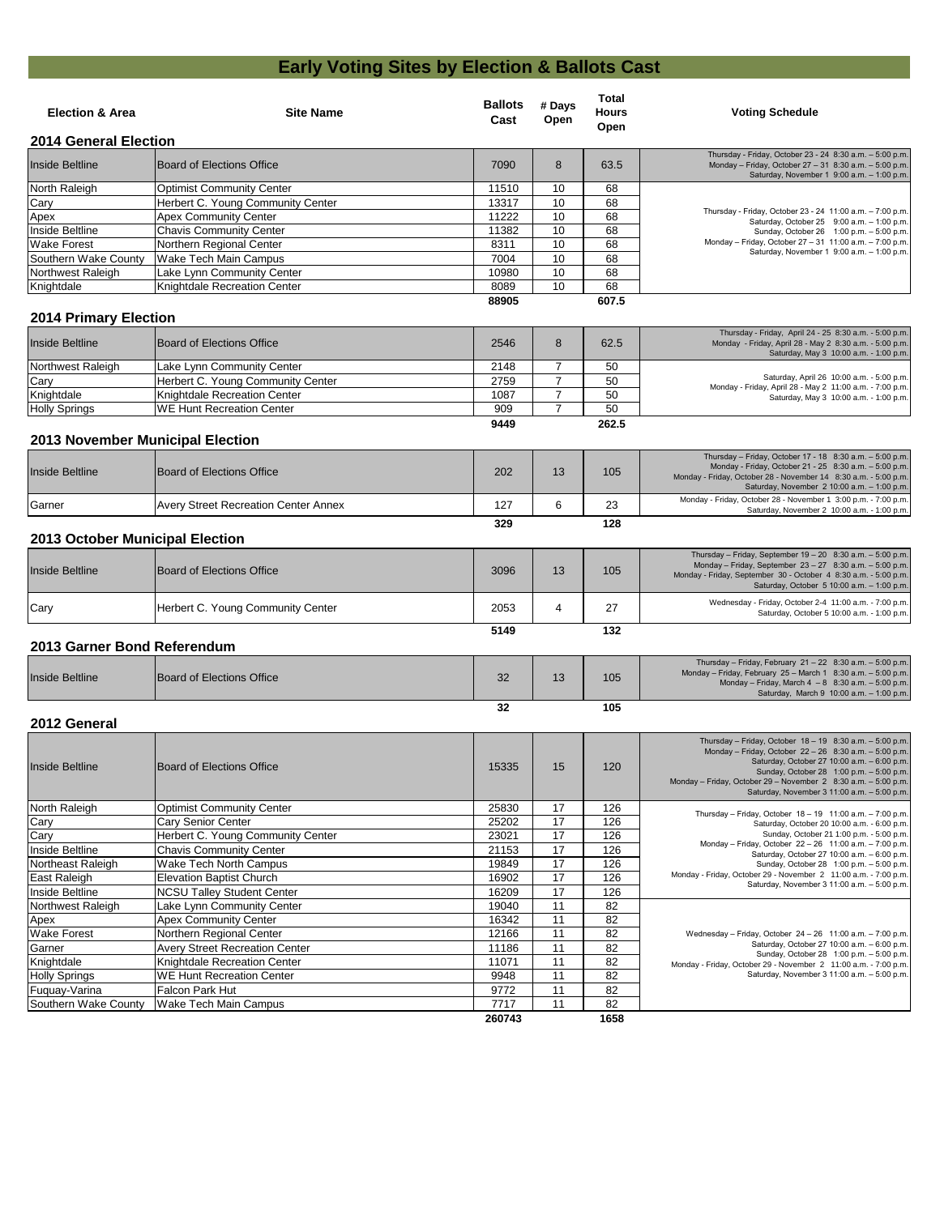# Early Voting Sites by Election & Ballots Cast

| Election & Area | Site Name | Ballots Cast | # Days Open | Total Hours Open | Voting Schedule |
|---|---|---|---|---|---|
| **2014 General Election** | | | | | |
| Inside Beltline | Board of Elections Office | 7090 | 8 | 63.5 | Thursday - Friday, October 23 - 24 8:30 a.m. – 5:00 p.m. Monday – Friday, October 27 – 31 8:30 a.m. – 5:00 p.m. Saturday, November 1 9:00 a.m. – 1:00 p.m. |
| North Raleigh | Optimist Community Center | 11510 | 10 | 68 | Thursday - Friday, October 23 - 24 11:00 a.m. – 7:00 p.m. Saturday, October 25 9:00 a.m. – 1:00 p.m. Sunday, October 26 1:00 p.m. – 5:00 p.m. Monday – Friday, October 27 – 31 11:00 a.m. – 7:00 p.m. Saturday, November 1 9:00 a.m. – 1:00 p.m. |
| Cary | Herbert C. Young Community Center | 13317 | 10 | 68 | |
| Apex | Apex Community Center | 11222 | 10 | 68 | |
| Inside Beltline | Chavis Community Center | 11382 | 10 | 68 | |
| Wake Forest | Northern Regional Center | 8311 | 10 | 68 | |
| Southern Wake County | Wake Tech Main Campus | 7004 | 10 | 68 | |
| Northwest Raleigh | Lake Lynn Community Center | 10980 | 10 | 68 | |
| Knightdale | Knightdale Recreation Center | 8089 | 10 | 68 | |
| | | **88905** | | **607.5** | |
| **2014 Primary Election** | | | | | |
| Inside Beltline | Board of Elections Office | 2546 | 8 | 62.5 | Thursday - Friday, April 24 - 25 8:30 a.m. - 5:00 p.m. Monday - Friday, April 28 - May 2 8:30 a.m. - 5:00 p.m. Saturday, May 3 10:00 a.m. - 1:00 p.m. |
| Northwest Raleigh | Lake Lynn Community Center | 2148 | 7 | 50 | Saturday, April 26 10:00 a.m. - 5:00 p.m. Monday - Friday, April 28 - May 2 11:00 a.m. - 7:00 p.m. Saturday, May 3 10:00 a.m. - 1:00 p.m. |
| Cary | Herbert C. Young Community Center | 2759 | 7 | 50 | |
| Knightdale | Knightdale Recreation Center | 1087 | 7 | 50 | |
| Holly Springs | WE Hunt Recreation Center | 909 | 7 | 50 | |
| | | **9449** | | **262.5** | |
| **2013 November Municipal Election** | | | | | |
| Inside Beltline | Board of Elections Office | 202 | 13 | 105 | Thursday – Friday, October 17 - 18 8:30 a.m. – 5:00 p.m. Monday - Friday, October 21 - 25 8:30 a.m. – 5:00 p.m. Monday - Friday, October 28 - November 14 8:30 a.m. – 5:00 p.m. Saturday, November 2 10:00 a.m. – 1:00 p.m. |
| Garner | Avery Street Recreation Center Annex | 127 | 6 | 23 | Monday - Friday, October 28 - November 1 3:00 p.m. - 7:00 p.m. Saturday, November 2 10:00 a.m. - 1:00 p.m. |
| | | **329** | | **128** | |
| **2013 October Municipal Election** | | | | | |
| Inside Beltline | Board of Elections Office | 3096 | 13 | 105 | Thursday – Friday, September 19 – 20 8:30 a.m. – 5:00 p.m. Monday – Friday, September 23 – 27 8:30 a.m. – 5:00 p.m. Monday - Friday, September 30 - October 4 8:30 a.m. - 5:00 p.m. Saturday, October 5 10:00 a.m. – 1:00 p.m. |
| Cary | Herbert C. Young Community Center | 2053 | 4 | 27 | Wednesday - Friday, October 2-4 11:00 a.m. - 7:00 p.m. Saturday, October 5 10:00 a.m. - 1:00 p.m. |
| | | **5149** | | **132** | |
| **2013 Garner Bond Referendum** | | | | | |
| Inside Beltline | Board of Elections Office | 32 | 13 | 105 | Thursday – Friday, February 21 – 22 8:30 a.m. – 5:00 p.m. Monday – Friday, February 25 – March 1 8:30 a.m. – 5:00 p.m. Monday – Friday, March 4 – 8 8:30 a.m. – 5:00 p.m. Saturday, March 9 10:00 a.m. – 1:00 p.m. |
| | | **32** | | **105** | |
| **2012 General** | | | | | |
| Inside Beltline | Board of Elections Office | 15335 | 15 | 120 | Thursday – Friday, October 18 – 19 8:30 a.m. – 5:00 p.m. Monday – Friday, October 22 – 26 8:30 a.m. – 5:00 p.m. Saturday, October 27 10:00 a.m. – 6:00 p.m. Sunday, October 28 1:00 p.m. – 5:00 p.m. Monday – Friday, October 29 – November 2 8:30 a.m. – 5:00 p.m. Saturday, November 3 11:00 a.m. – 5:00 p.m. |
| North Raleigh | Optimist Community Center | 25830 | 17 | 126 | Thursday – Friday, October 18 – 19 11:00 a.m. – 7:00 p.m. Saturday, October 20 10:00 a.m. - 6:00 p.m. Sunday, October 21 1:00 p.m. - 5:00 p.m. Monday – Friday, October 22 – 26 11:00 a.m. – 7:00 p.m. Saturday, October 27 10:00 a.m. – 6:00 p.m. Sunday, October 28 1:00 p.m. – 5:00 p.m. Monday - Friday, October 29 - November 2 11:00 a.m. - 7:00 p.m. Saturday, November 3 11:00 a.m. – 5:00 p.m. |
| Cary | Cary Senior Center | 25202 | 17 | 126 | |
| Cary | Herbert C. Young Community Center | 23021 | 17 | 126 | |
| Inside Beltline | Chavis Community Center | 21153 | 17 | 126 | |
| Northeast Raleigh | Wake Tech North Campus | 19849 | 17 | 126 | |
| East Raleigh | Elevation Baptist Church | 16902 | 17 | 126 | |
| Inside Beltline | NCSU Talley Student Center | 16209 | 17 | 126 | |
| Northwest Raleigh | Lake Lynn Community Center | 19040 | 11 | 82 | Wednesday – Friday, October 24 – 26 11:00 a.m. – 7:00 p.m. Saturday, October 27 10:00 a.m. – 6:00 p.m. Sunday, October 28 1:00 p.m. – 5:00 p.m. Monday - Friday, October 29 - November 2 11:00 a.m. - 7:00 p.m. Saturday, November 3 11:00 a.m. – 5:00 p.m. |
| Apex | Apex Community Center | 16342 | 11 | 82 | |
| Wake Forest | Northern Regional Center | 12166 | 11 | 82 | |
| Garner | Avery Street Recreation Center | 11186 | 11 | 82 | |
| Knightdale | Knightdale Recreation Center | 11071 | 11 | 82 | |
| Holly Springs | WE Hunt Recreation Center | 9948 | 11 | 82 | |
| Fuquay-Varina | Falcon Park Hut | 9772 | 11 | 82 | |
| Southern Wake County | Wake Tech Main Campus | 7717 | 11 | 82 | |
| | | **260743** | | **1658** | |